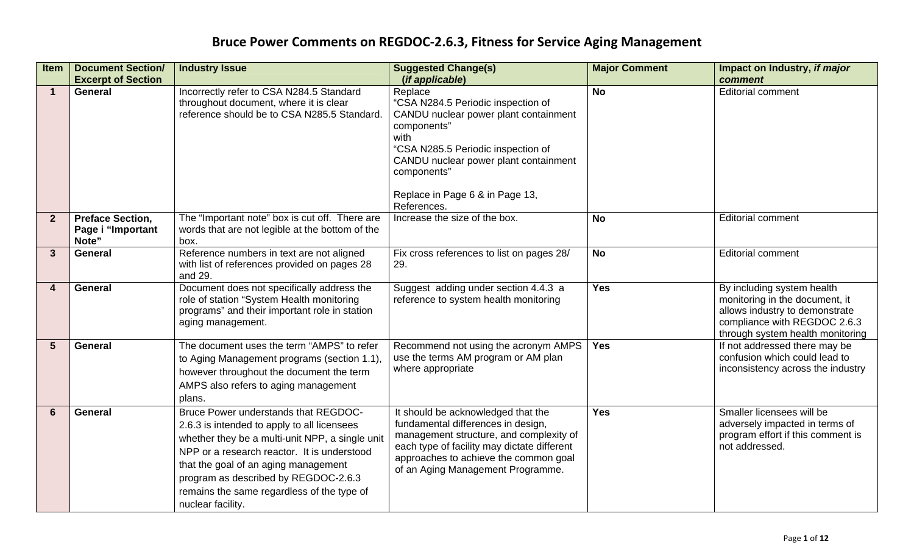# Bruce Power Comments on REGDOC-2.6.3, Fitness for Service Aging Management

| Item | Document Section/ Excerpt of Section | Industry Issue | Suggested Change(s) (*if applicable*) | Major Comment | Impact on Industry, *if major comment* |
|---|---|---|---|---|---|
| **1** | **General** | Incorrectly refer to CSA N284.5 Standard throughout document, where it is clear reference should be to CSA N285.5 Standard. | Replace "CSA N284.5 Periodic inspection of CANDU nuclear power plant containment components" with "CSA N285.5 Periodic inspection of CANDU nuclear power plant containment components"<br><br>Replace in Page 6 & in Page 13, References. | **No** | Editorial comment |
| **2** | **Preface Section, Page i "Important Note"** | The "Important note" box is cut off. There are words that are not legible at the bottom of the box. | Increase the size of the box. | **No** | Editorial comment |
| **3** | **General** | Reference numbers in text are not aligned with list of references provided on pages 28 and 29. | Fix cross references to list on pages 28/ 29. | **No** | Editorial comment |
| **4** | **General** | Document does not specifically address the role of station "System Health monitoring programs" and their important role in station aging management. | Suggest adding under section 4.4.3 a reference to system health monitoring | **Yes** | By including system health monitoring in the document, it allows industry to demonstrate compliance with REGDOC 2.6.3 through system health monitoring |
| **5** | **General** | The document uses the term "AMPS" to refer to Aging Management programs (section 1.1), however throughout the document the term AMPS also refers to aging management plans. | Recommend not using the acronym AMPS use the terms AM program or AM plan where appropriate | **Yes** | If not addressed there may be confusion which could lead to inconsistency across the industry |
| **6** | **General** | Bruce Power understands that REGDOC-2.6.3 is intended to apply to all licensees whether they be a multi-unit NPP, a single unit NPP or a research reactor. It is understood that the goal of an aging management program as described by REGDOC-2.6.3 remains the same regardless of the type of nuclear facility. | It should be acknowledged that the fundamental differences in design, management structure, and complexity of each type of facility may dictate different approaches to achieve the common goal of an Aging Management Programme. | **Yes** | Smaller licensees will be adversely impacted in terms of program effort if this comment is not addressed. |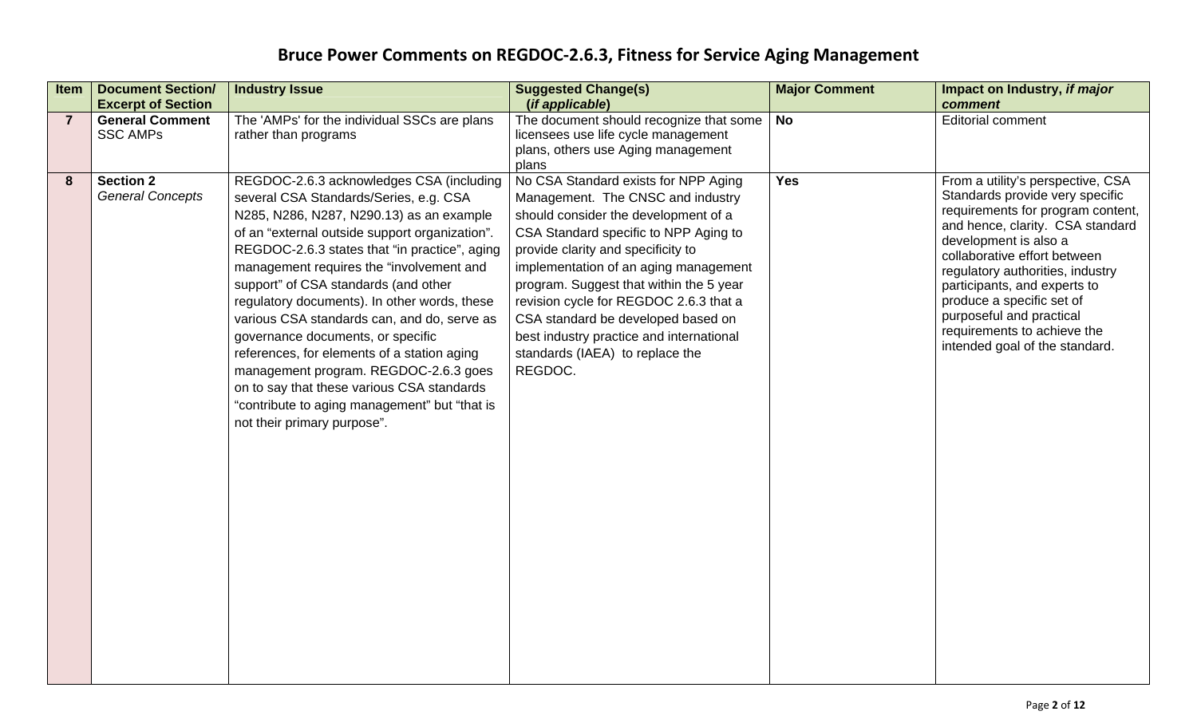# Bruce Power Comments on REGDOC-2.6.3, Fitness for Service Aging Management

| Item | Document Section/ Excerpt of Section | Industry Issue | Suggested Change(s) (*if applicable*) | Major Comment | Impact on Industry, *if major comment* |
|---|---|---|---|---|---|
| **7** | **General Comment** SSC AMPs | The 'AMPs' for the individual SSCs are plans rather than programs | The document should recognize that some licensees use life cycle management plans, others use Aging management plans | **No** | Editorial comment |
| **8** | **Section 2** *General Concepts* | REGDOC-2.6.3 acknowledges CSA (including several CSA Standards/Series, e.g. CSA N285, N286, N287, N290.13) as an example of an "external outside support organization". REGDOC-2.6.3 states that "in practice", aging management requires the "involvement and support" of CSA standards (and other regulatory documents). In other words, these various CSA standards can, and do, serve as governance documents, or specific references, for elements of a station aging management program. REGDOC-2.6.3 goes on to say that these various CSA standards "contribute to aging management" but "that is not their primary purpose". | No CSA Standard exists for NPP Aging Management. The CNSC and industry should consider the development of a CSA Standard specific to NPP Aging to provide clarity and specificity to implementation of an aging management program. Suggest that within the 5 year revision cycle for REGDOC 2.6.3 that a CSA standard be developed based on best industry practice and international standards (IAEA) to replace the REGDOC. | **Yes** | From a utility's perspective, CSA Standards provide very specific requirements for program content, and hence, clarity. CSA standard development is also a collaborative effort between regulatory authorities, industry participants, and experts to produce a specific set of purposeful and practical requirements to achieve the intended goal of the standard. |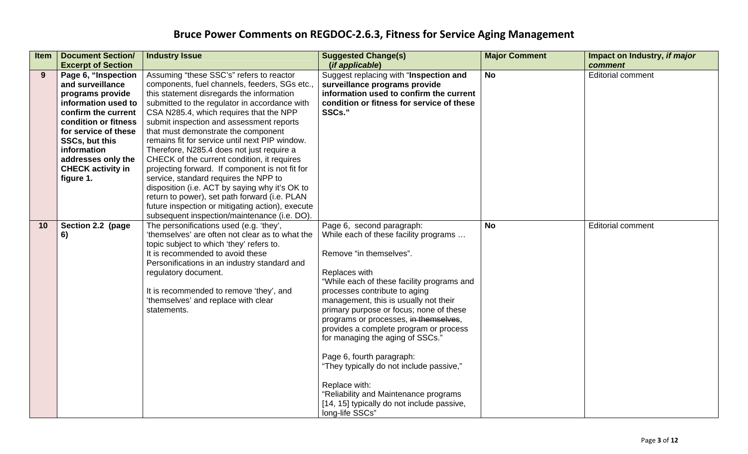# Bruce Power Comments on REGDOC-2.6.3, Fitness for Service Aging Management

| Item | Document Section/ Excerpt of Section | Industry Issue | Suggested Change(s) (*if applicable*) | Major Comment | Impact on Industry, *if major comment* |
|---|---|---|---|---|---|
| **9** | **Page 6, "Inspection and surveillance programs provide information used to confirm the current condition or fitness for service of these SSCs, but this information addresses only the CHECK activity in figure 1.** | Assuming "these SSC's" refers to reactor components, fuel channels, feeders, SGs etc., this statement disregards the information submitted to the regulator in accordance with CSA N285.4, which requires that the NPP submit inspection and assessment reports that must demonstrate the component remains fit for service until next PIP window. Therefore, N285.4 does not just require a CHECK of the current condition, it requires projecting forward. If component is not fit for service, standard requires the NPP to disposition (i.e. ACT by saying why it's OK to return to power), set path forward (i.e. PLAN future inspection or mitigating action), execute subsequent inspection/maintenance (i.e. DO). | Suggest replacing with "**Inspection and surveillance programs provide information used to confirm the current condition or fitness for service of these SSCs.**" | **No** | Editorial comment |
| **10** | **Section 2.2 (page 6)** | The personifications used (e.g. 'they', 'themselves' are often not clear as to what the topic subject to which 'they' refers to.<br>It is recommended to avoid these Personifications in an industry standard and regulatory document.<br><br>It is recommended to remove 'they', and 'themselves' and replace with clear statements. | Page 6, second paragraph:<br>While each of these facility programs …<br><br>Remove "in themselves".<br><br>Replaces with<br>"While each of these facility programs and processes contribute to aging management, this is usually not their primary purpose or focus; none of these programs or processes, ~~in themselves~~, provides a complete program or process for managing the aging of SSCs."<br><br>Page 6, fourth paragraph:<br>"They typically do not include passive,"<br><br>Replace with:<br>"Reliability and Maintenance programs [14, 15] typically do not include passive, long-life SSCs" | **No** | Editorial comment |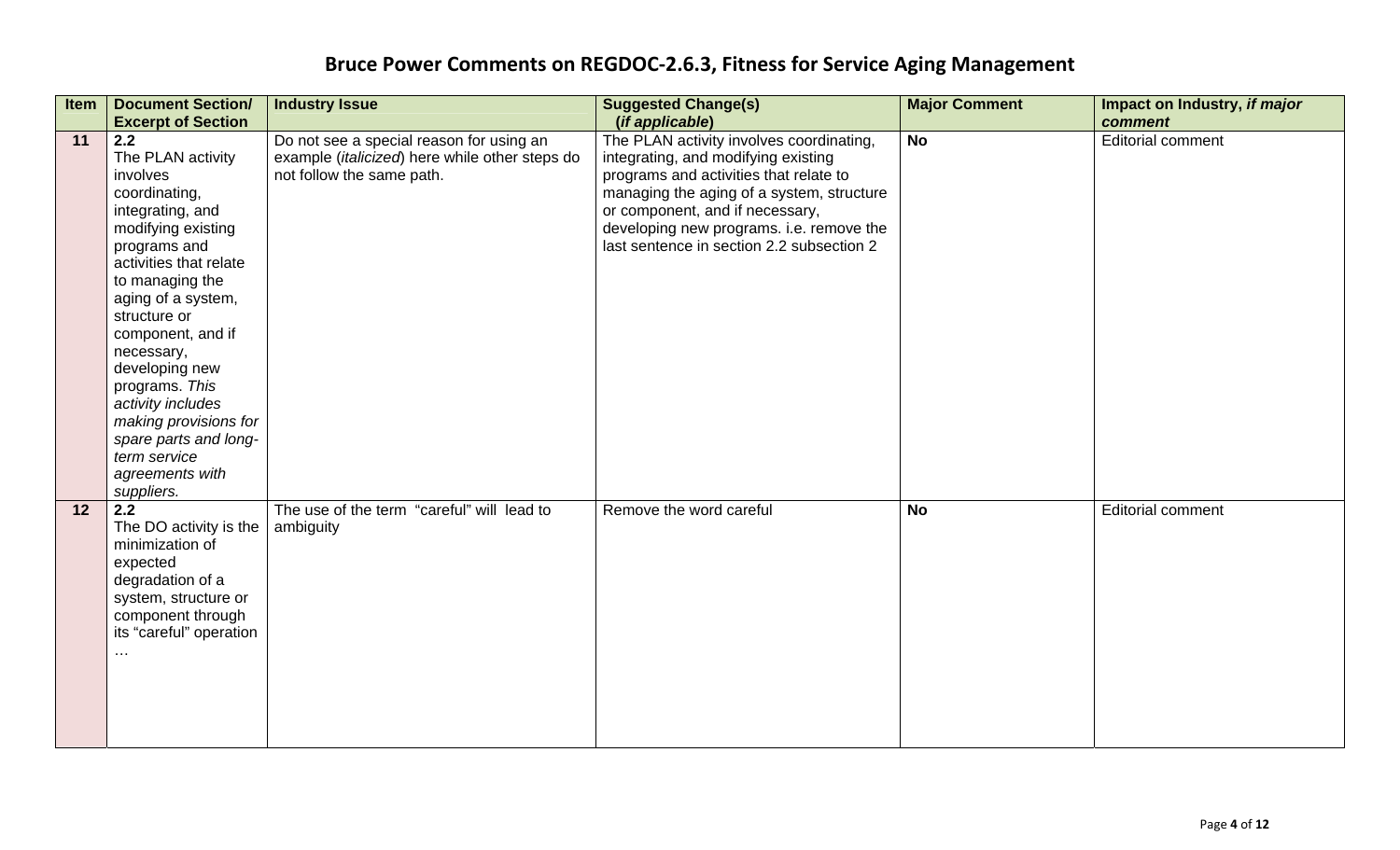# Bruce Power Comments on REGDOC-2.6.3, Fitness for Service Aging Management

| Item | Document Section/ Excerpt of Section | Industry Issue | Suggested Change(s) (*if applicable*) | Major Comment | Impact on Industry, *if major comment* |
|---|---|---|---|---|---|
| **11** | **2.2** The PLAN activity involves coordinating, integrating, and modifying existing programs and activities that relate to managing the aging of a system, structure or component, and if necessary, developing new programs. *This activity includes making provisions for spare parts and long-term service agreements with suppliers.* | Do not see a special reason for using an example (*italicized*) here while other steps do not follow the same path. | The PLAN activity involves coordinating, integrating, and modifying existing programs and activities that relate to managing the aging of a system, structure or component, and if necessary, developing new programs. i.e. remove the last sentence in section 2.2 subsection 2 | **No** | Editorial comment |
| **12** | **2.2** The DO activity is the minimization of expected degradation of a system, structure or component through its "careful" operation … | The use of the term "careful" will lead to ambiguity | Remove the word careful | **No** | Editorial comment |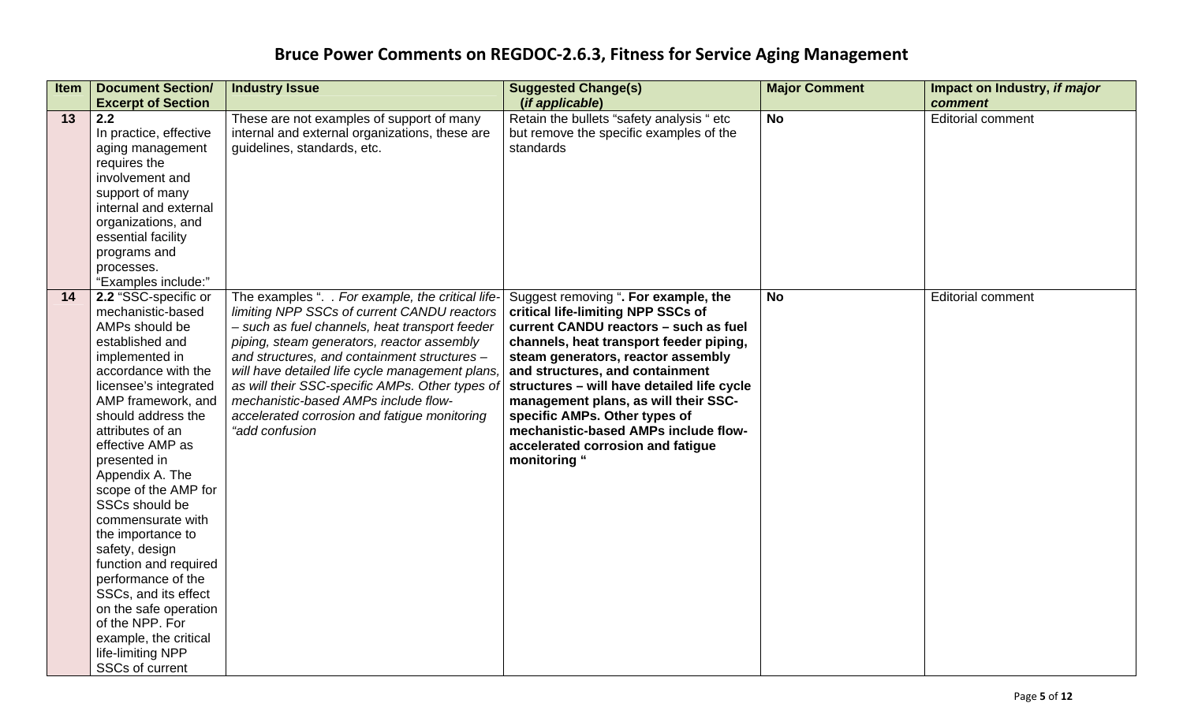# Bruce Power Comments on REGDOC-2.6.3, Fitness for Service Aging Management

| Item | Document Section/ Excerpt of Section | Industry Issue | Suggested Change(s) (*if applicable*) | Major Comment | Impact on Industry, *if major comment* |
|---|---|---|---|---|---|
| **13** | **2.2** In practice, effective aging management requires the involvement and support of many internal and external organizations, and essential facility programs and processes. "Examples include:" | These are not examples of support of many internal and external organizations, these are guidelines, standards, etc. | Retain the bullets "safety analysis " etc but remove the specific examples of the standards | **No** | Editorial comment |
| **14** | **2.2** "SSC-specific or mechanistic-based AMPs should be established and implemented in accordance with the licensee's integrated AMP framework, and should address the attributes of an effective AMP as presented in Appendix A. The scope of the AMP for SSCs should be commensurate with the importance to safety, design function and required performance of the SSCs, and its effect on the safe operation of the NPP. For example, the critical life-limiting NPP SSCs of current | The examples ". . *For example, the critical life-limiting NPP SSCs of current CANDU reactors – such as fuel channels, heat transport feeder piping, steam generators, reactor assembly and structures, and containment structures – will have detailed life cycle management plans, as will their SSC-specific AMPs. Other types of mechanistic-based AMPs include flow-accelerated corrosion and fatigue monitoring* "*add confusion* | Suggest removing "**. For example, the critical life-limiting NPP SSCs of current CANDU reactors – such as fuel channels, heat transport feeder piping, steam generators, reactor assembly and structures, and containment structures – will have detailed life cycle management plans, as will their SSC-specific AMPs. Other types of mechanistic-based AMPs include flow-accelerated corrosion and fatigue monitoring "** | **No** | Editorial comment |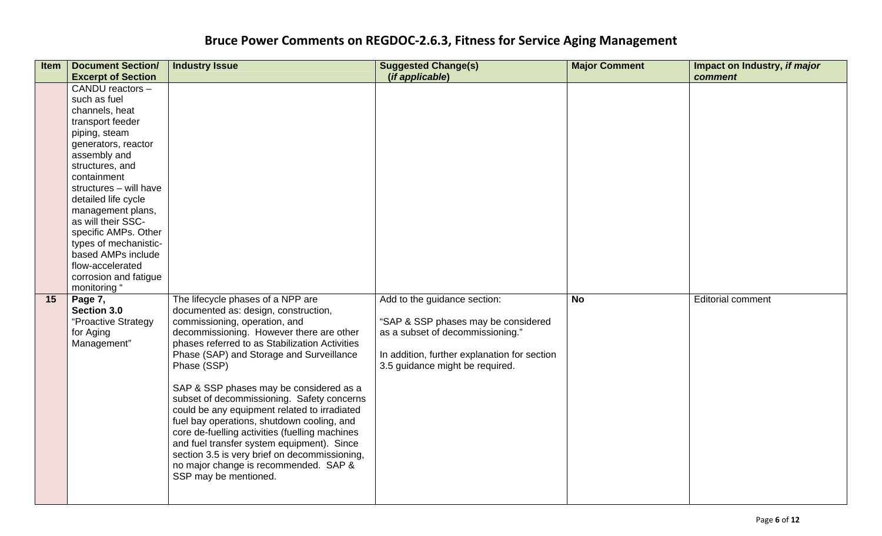# Bruce Power Comments on REGDOC-2.6.3, Fitness for Service Aging Management

| Item | Document Section/ Excerpt of Section | Industry Issue | Suggested Change(s) (*if applicable*) | Major Comment | Impact on Industry, *if major comment* |
|---|---|---|---|---|---|
| | CANDU reactors – such as fuel channels, heat transport feeder piping, steam generators, reactor assembly and structures, and containment structures – will have detailed life cycle management plans, as will their SSC-specific AMPs. Other types of mechanistic-based AMPs include flow-accelerated corrosion and fatigue monitoring " | | | | |
| **15** | **Page 7, Section 3.0** "Proactive Strategy for Aging Management" | The lifecycle phases of a NPP are documented as: design, construction, commissioning, operation, and decommissioning. However there are other phases referred to as Stabilization Activities Phase (SAP) and Storage and Surveillance Phase (SSP)<br><br>SAP & SSP phases may be considered as a subset of decommissioning. Safety concerns could be any equipment related to irradiated fuel bay operations, shutdown cooling, and core de-fuelling activities (fuelling machines and fuel transfer system equipment). Since section 3.5 is very brief on decommissioning, no major change is recommended. SAP & SSP may be mentioned. | Add to the guidance section:<br><br>"SAP & SSP phases may be considered as a subset of decommissioning."<br><br>In addition, further explanation for section 3.5 guidance might be required. | **No** | Editorial comment |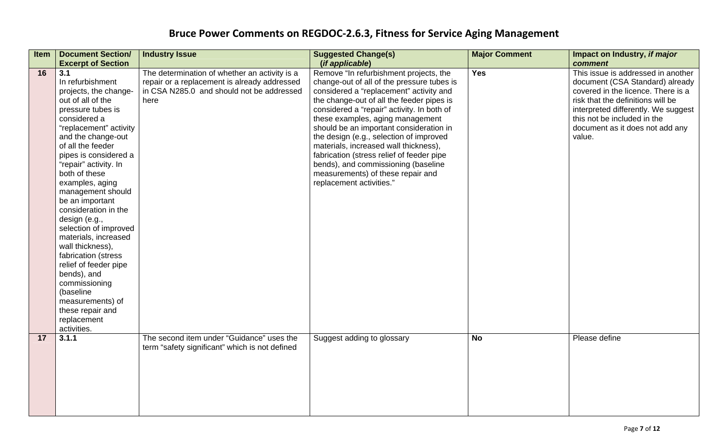# Bruce Power Comments on REGDOC-2.6.3, Fitness for Service Aging Management

| Item | Document Section/ Excerpt of Section | Industry Issue | Suggested Change(s) (*if applicable*) | Major Comment | Impact on Industry, *if major comment* |
|---|---|---|---|---|---|
| 16 | **3.1** In refurbishment projects, the change-out of all of the pressure tubes is considered a "replacement" activity and the change-out of all the feeder pipes is considered a "repair" activity. In both of these examples, aging management should be an important consideration in the design (e.g., selection of improved materials, increased wall thickness), fabrication (stress relief of feeder pipe bends), and commissioning (baseline measurements) of these repair and replacement activities. | The determination of whether an activity is a repair or a replacement is already addressed in CSA N285.0 and should not be addressed here | Remove "In refurbishment projects, the change-out of all of the pressure tubes is considered a "replacement" activity and the change-out of all the feeder pipes is considered a "repair" activity. In both of these examples, aging management should be an important consideration in the design (e.g., selection of improved materials, increased wall thickness), fabrication (stress relief of feeder pipe bends), and commissioning (baseline measurements) of these repair and replacement activities." | **Yes** | This issue is addressed in another document (CSA Standard) already covered in the licence. There is a risk that the definitions will be interpreted differently. We suggest this not be included in the document as it does not add any value. |
| 17 | **3.1.1** | The second item under "Guidance" uses the term "safety significant" which is not defined | Suggest adding to glossary | **No** | Please define |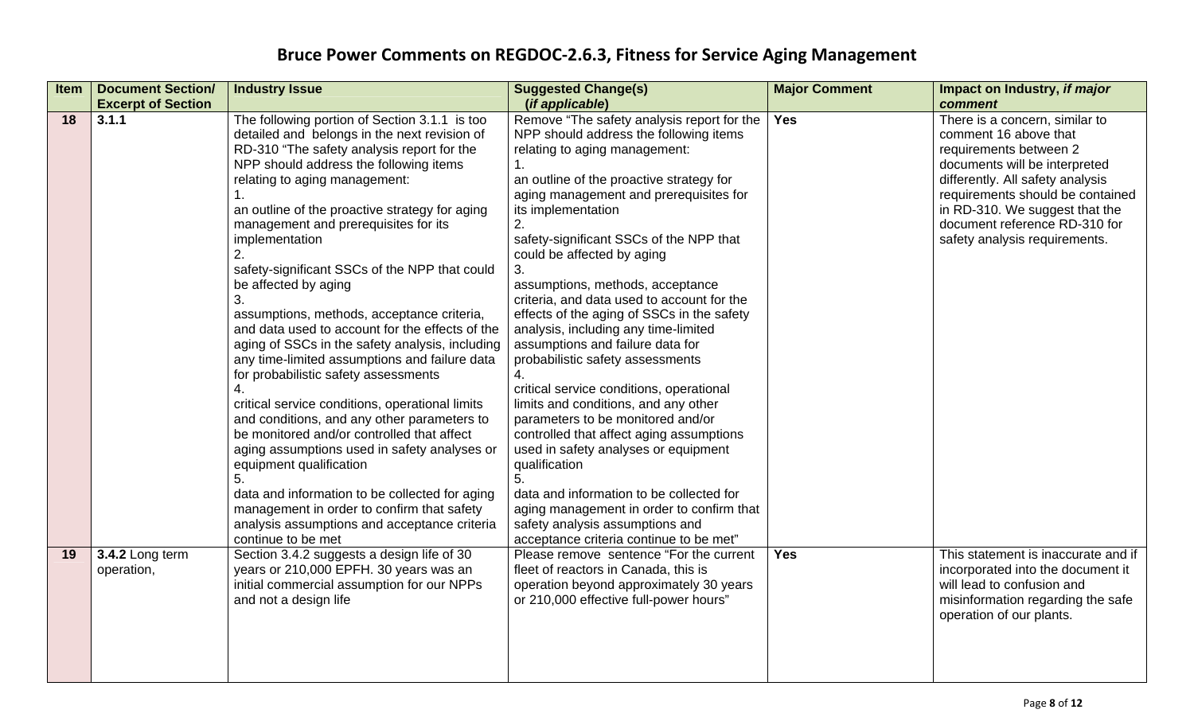# Bruce Power Comments on REGDOC-2.6.3, Fitness for Service Aging Management

| Item | Document Section/ Excerpt of Section | Industry Issue | Suggested Change(s) (*if applicable*) | Major Comment | Impact on Industry, *if major comment* |
|---|---|---|---|---|---|
| 18 | **3.1.1** | The following portion of Section 3.1.1 is too detailed and belongs in the next revision of RD-310 "The safety analysis report for the NPP should address the following items relating to aging management: 1. an outline of the proactive strategy for aging management and prerequisites for its implementation 2. safety-significant SSCs of the NPP that could be affected by aging 3. assumptions, methods, acceptance criteria, and data used to account for the effects of the aging of SSCs in the safety analysis, including any time-limited assumptions and failure data for probabilistic safety assessments 4. critical service conditions, operational limits and conditions, and any other parameters to be monitored and/or controlled that affect aging assumptions used in safety analyses or equipment qualification 5. data and information to be collected for aging management in order to confirm that safety analysis assumptions and acceptance criteria continue to be met | Remove "The safety analysis report for the NPP should address the following items relating to aging management: 1. an outline of the proactive strategy for aging management and prerequisites for its implementation 2. safety-significant SSCs of the NPP that could be affected by aging 3. assumptions, methods, acceptance criteria, and data used to account for the effects of the aging of SSCs in the safety analysis, including any time-limited assumptions and failure data for probabilistic safety assessments 4. critical service conditions, operational limits and conditions, and any other parameters to be monitored and/or controlled that affect aging assumptions used in safety analyses or equipment qualification 5. data and information to be collected for aging management in order to confirm that safety analysis assumptions and acceptance criteria continue to be met" | **Yes** | There is a concern, similar to comment 16 above that requirements between 2 documents will be interpreted differently. All safety analysis requirements should be contained in RD-310. We suggest that the document reference RD-310 for safety analysis requirements. |
| 19 | **3.4.2** Long term operation, | Section 3.4.2 suggests a design life of 30 years or 210,000 EPFH. 30 years was an initial commercial assumption for our NPPs and not a design life | Please remove sentence "For the current fleet of reactors in Canada, this is operation beyond approximately 30 years or 210,000 effective full-power hours" | **Yes** | This statement is inaccurate and if incorporated into the document it will lead to confusion and misinformation regarding the safe operation of our plants. |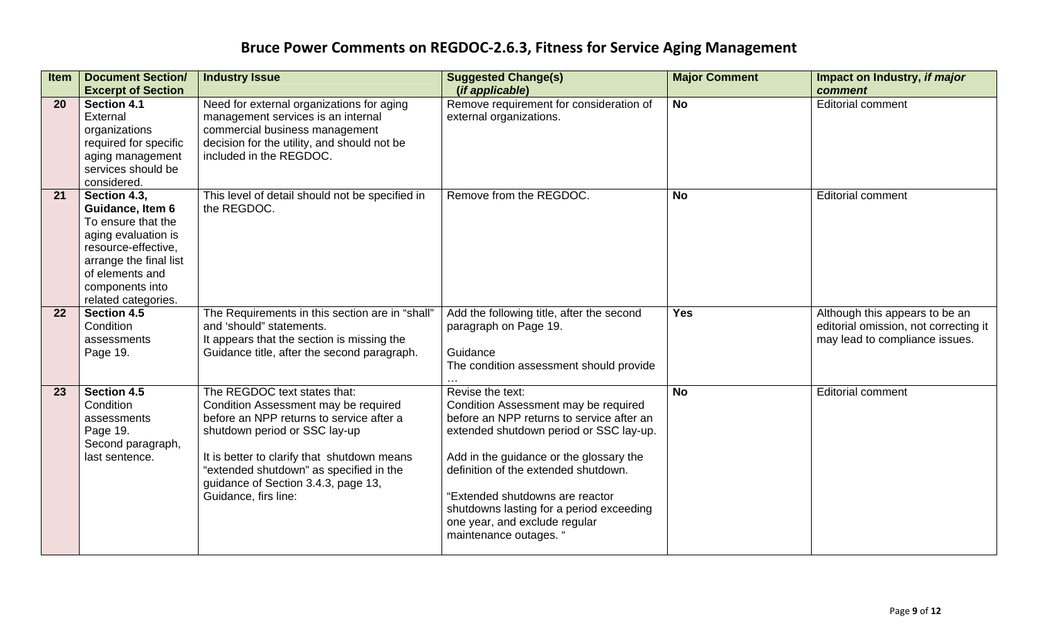# Bruce Power Comments on REGDOC-2.6.3, Fitness for Service Aging Management

| Item | Document Section/ Excerpt of Section | Industry Issue | Suggested Change(s) (*if applicable*) | Major Comment | Impact on Industry, *if major comment* |
|---|---|---|---|---|---|
| **20** | **Section 4.1** External organizations required for specific aging management services should be considered. | Need for external organizations for aging management services is an internal commercial business management decision for the utility, and should not be included in the REGDOC. | Remove requirement for consideration of external organizations. | **No** | Editorial comment |
| **21** | **Section 4.3, Guidance, Item 6** To ensure that the aging evaluation is resource-effective, arrange the final list of elements and components into related categories. | This level of detail should not be specified in the REGDOC. | Remove from the REGDOC. | **No** | Editorial comment |
| **22** | **Section 4.5** Condition assessments Page 19. | The Requirements in this section are in "shall" and 'should" statements. It appears that the section is missing the Guidance title, after the second paragraph. | Add the following title, after the second paragraph on Page 19. Guidance The condition assessment should provide … | **Yes** | Although this appears to be an editorial omission, not correcting it may lead to compliance issues. |
| **23** | **Section 4.5** Condition assessments Page 19. Second paragraph, last sentence. | The REGDOC text states that: Condition Assessment may be required before an NPP returns to service after a shutdown period or SSC lay-up It is better to clarify that shutdown means "extended shutdown" as specified in the guidance of Section 3.4.3, page 13, Guidance, firs line: | Revise the text: Condition Assessment may be required before an NPP returns to service after an extended shutdown period or SSC lay-up. Add in the guidance or the glossary the definition of the extended shutdown. "Extended shutdowns are reactor shutdowns lasting for a period exceeding one year, and exclude regular maintenance outages. " | **No** | Editorial comment |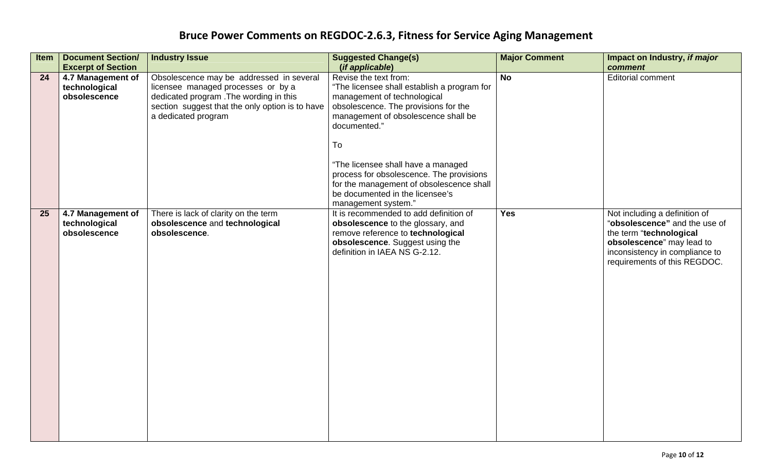# Bruce Power Comments on REGDOC-2.6.3, Fitness for Service Aging Management

| Item | Document Section/ Excerpt of Section | Industry Issue | Suggested Change(s) (*if applicable*) | Major Comment | Impact on Industry, *if major comment* |
|---|---|---|---|---|---|
| **24** | **4.7 Management of technological obsolescence** | Obsolescence may be addressed in several licensee managed processes or by a dedicated program .The wording in this section suggest that the only option is to have a dedicated program | Revise the text from: "The licensee shall establish a program for management of technological obsolescence. The provisions for the management of obsolescence shall be documented." To "The licensee shall have a managed process for obsolescence. The provisions for the management of obsolescence shall be documented in the licensee's management system." | **No** | Editorial comment |
| **25** | **4.7 Management of technological obsolescence** | There is lack of clarity on the term **obsolescence** and **technological obsolescence**. | It is recommended to add definition of **obsolescence** to the glossary, and remove reference to **technological obsolescence**. Suggest using the definition in IAEA NS G-2.12. | **Yes** | Not including a definition of "**obsolescence"** and the use of the term "**technological obsolescence**" may lead to inconsistency in compliance to requirements of this REGDOC. |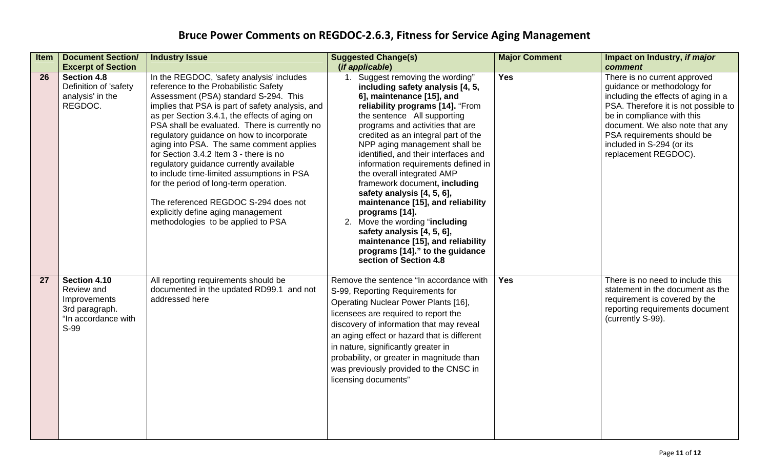# Bruce Power Comments on REGDOC-2.6.3, Fitness for Service Aging Management

| Item | Document Section/ Excerpt of Section | Industry Issue | Suggested Change(s) (*if applicable*) | Major Comment | Impact on Industry, *if major comment* |
|---|---|---|---|---|---|
| **26** | **Section 4.8** Definition of 'safety analysis' in the REGDOC. | In the REGDOC, 'safety analysis' includes reference to the Probabilistic Safety Assessment (PSA) standard S-294. This implies that PSA is part of safety analysis, and as per Section 3.4.1, the effects of aging on PSA shall be evaluated. There is currently no regulatory guidance on how to incorporate aging into PSA. The same comment applies for Section 3.4.2 Item 3 - there is no regulatory guidance currently available to include time-limited assumptions in PSA for the period of long-term operation.<br><br>The referenced REGDOC S-294 does not explicitly define aging management methodologies to be applied to PSA | 1. Suggest removing the wording" **including safety analysis [4, 5, 6], maintenance [15], and reliability programs [14].** "From the sentence All supporting programs and activities that are credited as an integral part of the NPP aging management shall be identified, and their interfaces and information requirements defined in the overall integrated AMP framework document**, including safety analysis [4, 5, 6], maintenance [15], and reliability programs [14].**<br>2. Move the wording "**including safety analysis [4, 5, 6], maintenance [15], and reliability programs [14]." to the guidance section of Section 4.8** | **Yes** | There is no current approved guidance or methodology for including the effects of aging in a PSA. Therefore it is not possible to be in compliance with this document. We also note that any PSA requirements should be included in S-294 (or its replacement REGDOC). |
| **27** | **Section 4.10** Review and Improvements 3rd paragraph. "In accordance with S-99 | All reporting requirements should be documented in the updated RD99.1 and not addressed here | Remove the sentence "In accordance with S-99, Reporting Requirements for Operating Nuclear Power Plants [16], licensees are required to report the discovery of information that may reveal an aging effect or hazard that is different in nature, significantly greater in probability, or greater in magnitude than was previously provided to the CNSC in licensing documents" | **Yes** | There is no need to include this statement in the document as the requirement is covered by the reporting requirements document (currently S-99). |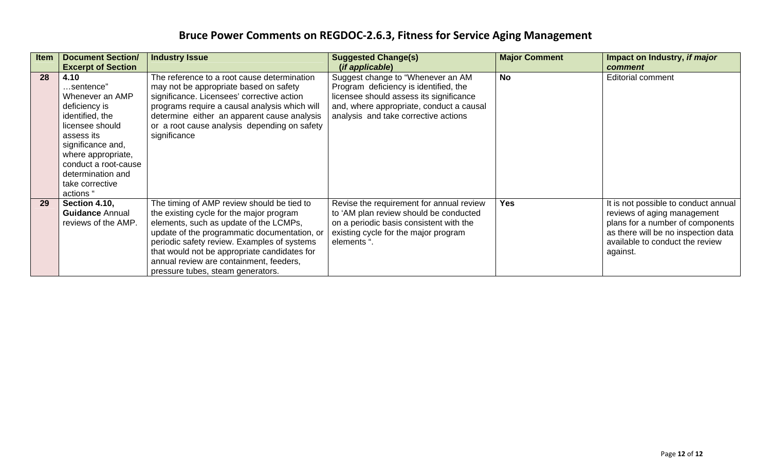# Bruce Power Comments on REGDOC-2.6.3, Fitness for Service Aging Management

| Item | Document Section/ Excerpt of Section | Industry Issue | Suggested Change(s) (*if applicable*) | Major Comment | Impact on Industry, *if major comment* |
|---|---|---|---|---|---|
| **28** | **4.10** …sentence" Whenever an AMP deficiency is identified, the licensee should assess its significance and, where appropriate, conduct a root-cause determination and take corrective actions " | The reference to a root cause determination may not be appropriate based on safety significance. Licensees' corrective action programs require a causal analysis which will determine either an apparent cause analysis or a root cause analysis depending on safety significance | Suggest change to "Whenever an AM Program deficiency is identified, the licensee should assess its significance and, where appropriate, conduct a causal analysis and take corrective actions | **No** | Editorial comment |
| **29** | **Section 4.10, Guidance** Annual reviews of the AMP. | The timing of AMP review should be tied to the existing cycle for the major program elements, such as update of the LCMPs, update of the programmatic documentation, or periodic safety review. Examples of systems that would not be appropriate candidates for annual review are containment, feeders, pressure tubes, steam generators. | Revise the requirement for annual review to 'AM plan review should be conducted on a periodic basis consistent with the existing cycle for the major program elements ". | **Yes** | It is not possible to conduct annual reviews of aging management plans for a number of components as there will be no inspection data available to conduct the review against. |